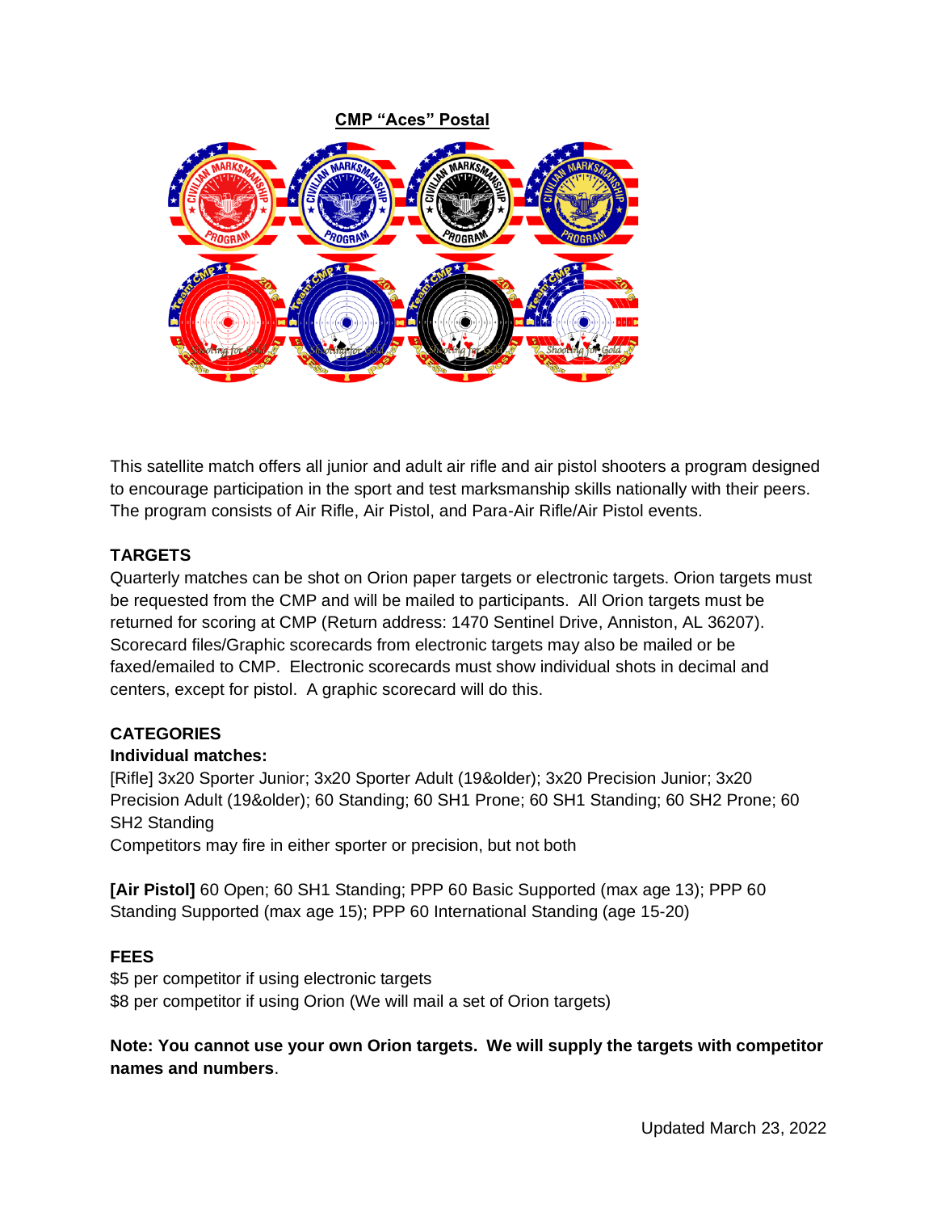# CMP "Aces" Postal

This satellite match offers all junior and adult air rifle and air pistol shooters a program designed to encourage participation in the sport and test marksmanship skills nationally with their peers. The program consists of Air Rifle, Air Pistol, and Para-Air Rifle/Air Pistol events.

## TARGETS

Quarterly matches can be shot on Orion paper targets or electronic targets. Orion targets must be requested from the CMP and will be mailed to participants. All Orion targets must be returned for scoring at CMP (Return address: 1470 Sentinel Drive, Anniston, AL 36207). Scorecard files/Graphic scorecards from electronic targets may also be mailed or be faxed/emailed to CMP. Electronic scorecards must show individual shots in decimal and centers, except for pistol. A graphic scorecard will do this.

## CATEGORIES

**Individual matches:**

[Rifle] 3x20 Sporter Junior; 3x20 Sporter Adult (19&older); 3x20 Precision Junior; 3x20 Precision Adult (19&older); 60 Standing; 60 SH1 Prone; 60 SH1 Standing; 60 SH2 Prone; 60 SH2 Standing

Competitors may fire in either sporter or precision, but not both

**[Air Pistol]** 60 Open; 60 SH1 Standing; PPP 60 Basic Supported (max age 13); PPP 60 Standing Supported (max age 15); PPP 60 International Standing (age 15-20)

## FEES

$5 per competitor if using electronic targets

$8 per competitor if using Orion (We will mail a set of Orion targets)

**Note: You cannot use your own Orion targets. We will supply the targets with competitor names and numbers**.

Updated March 23, 2022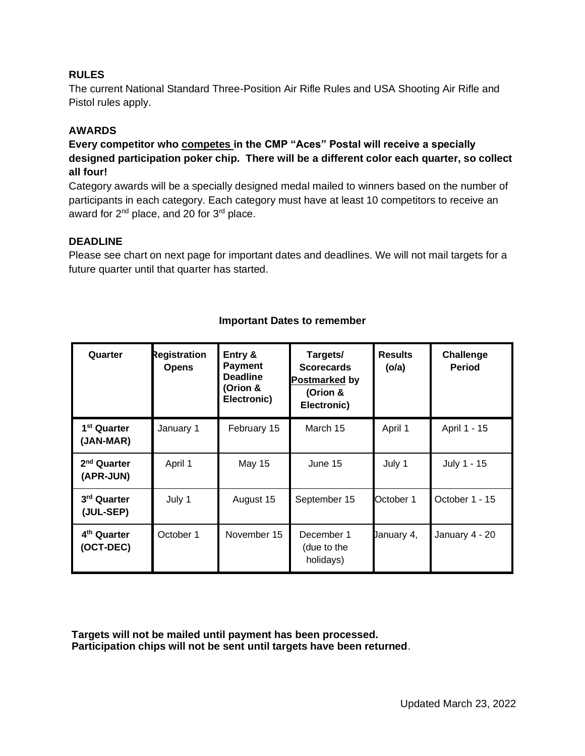## RULES

The current National Standard Three-Position Air Rifle Rules and USA Shooting Air Rifle and Pistol rules apply.

## AWARDS

**Every competitor who <u>competes</u> in the CMP "Aces" Postal will receive a specially designed participation poker chip. There will be a different color each quarter, so collect all four!**

Category awards will be a specially designed medal mailed to winners based on the number of participants in each category. Each category must have at least 10 competitors to receive an award for 2nd place, and 20 for 3rd place.

## DEADLINE

Please see chart on next page for important dates and deadlines. We will not mail targets for a future quarter until that quarter has started.

**Important Dates to remember**

| Quarter | Registration Opens | Entry & Payment Deadline (Orion & Electronic) | Targets/ Scorecards <u>Postmarked</u> by (Orion & Electronic) | Results (o/a) | Challenge Period |
|---|---|---|---|---|---|
| **1st Quarter (JAN-MAR)** | January 1 | February 15 | March 15 | April 1 | April 1 - 15 |
| **2nd Quarter (APR-JUN)** | April 1 | May 15 | June 15 | July 1 | July 1 - 15 |
| **3rd Quarter (JUL-SEP)** | July 1 | August 15 | September 15 | October 1 | October 1 - 15 |
| **4th Quarter (OCT-DEC)** | October 1 | November 15 | December 1 (due to the holidays) | January 4, | January 4 - 20 |

**Targets will not be mailed until payment has been processed.**
**Participation chips will not be sent until targets have been returned**.

Updated March 23, 2022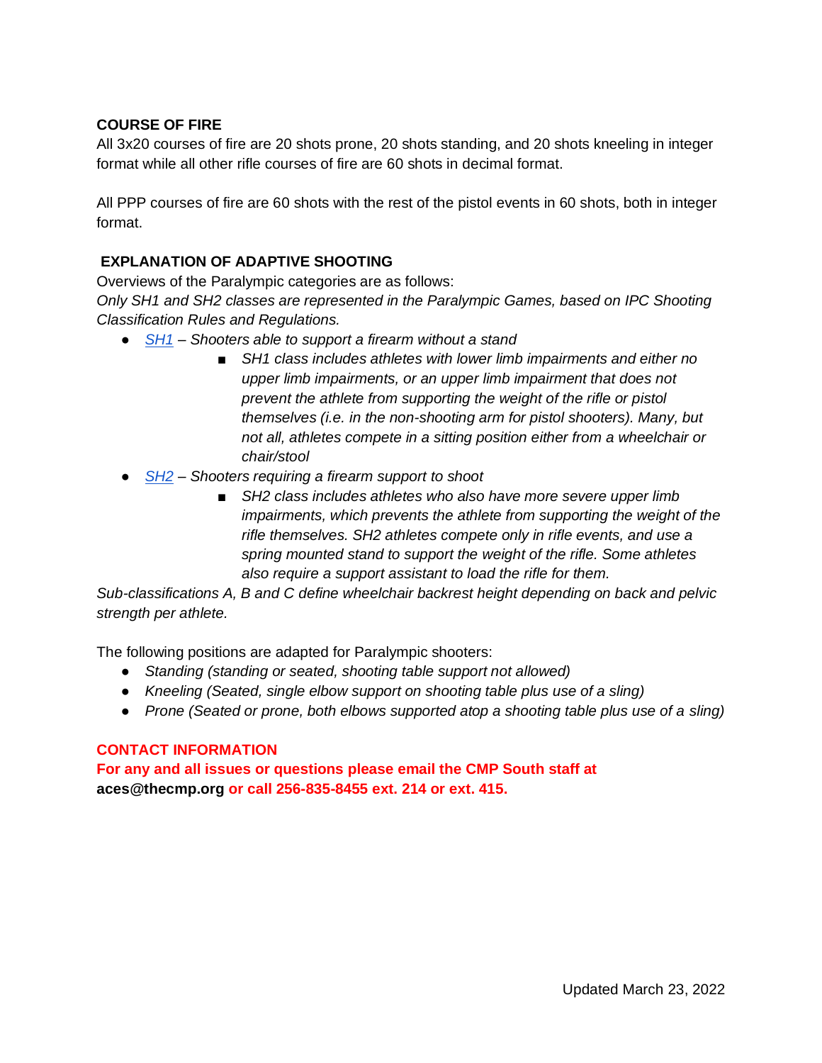**COURSE OF FIRE**

All 3x20 courses of fire are 20 shots prone, 20 shots standing, and 20 shots kneeling in integer format while all other rifle courses of fire are 60 shots in decimal format.

All PPP courses of fire are 60 shots with the rest of the pistol events in 60 shots, both in integer format.

**EXPLANATION OF ADAPTIVE SHOOTING**

Overviews of the Paralympic categories are as follows:
*Only SH1 and SH2 classes are represented in the Paralympic Games, based on IPC Shooting Classification Rules and Regulations.*

- *SH1 – Shooters able to support a firearm without a stand*
    - *SH1 class includes athletes with lower limb impairments and either no upper limb impairments, or an upper limb impairment that does not prevent the athlete from supporting the weight of the rifle or pistol themselves (i.e. in the non-shooting arm for pistol shooters). Many, but not all, athletes compete in a sitting position either from a wheelchair or chair/stool*
- *SH2 – Shooters requiring a firearm support to shoot*
    - *SH2 class includes athletes who also have more severe upper limb impairments, which prevents the athlete from supporting the weight of the rifle themselves. SH2 athletes compete only in rifle events, and use a spring mounted stand to support the weight of the rifle. Some athletes also require a support assistant to load the rifle for them.*

*Sub-classifications A, B and C define wheelchair backrest height depending on back and pelvic strength per athlete.*

The following positions are adapted for Paralympic shooters:

- *Standing (standing or seated, shooting table support not allowed)*
- *Kneeling (Seated, single elbow support on shooting table plus use of a sling)*
- *Prone (Seated or prone, both elbows supported atop a shooting table plus use of a sling)*

**CONTACT INFORMATION**

**For any and all issues or questions please email the CMP South staff at aces@thecmp.org or call 256-835-8455 ext. 214 or ext. 415.**

Updated March 23, 2022